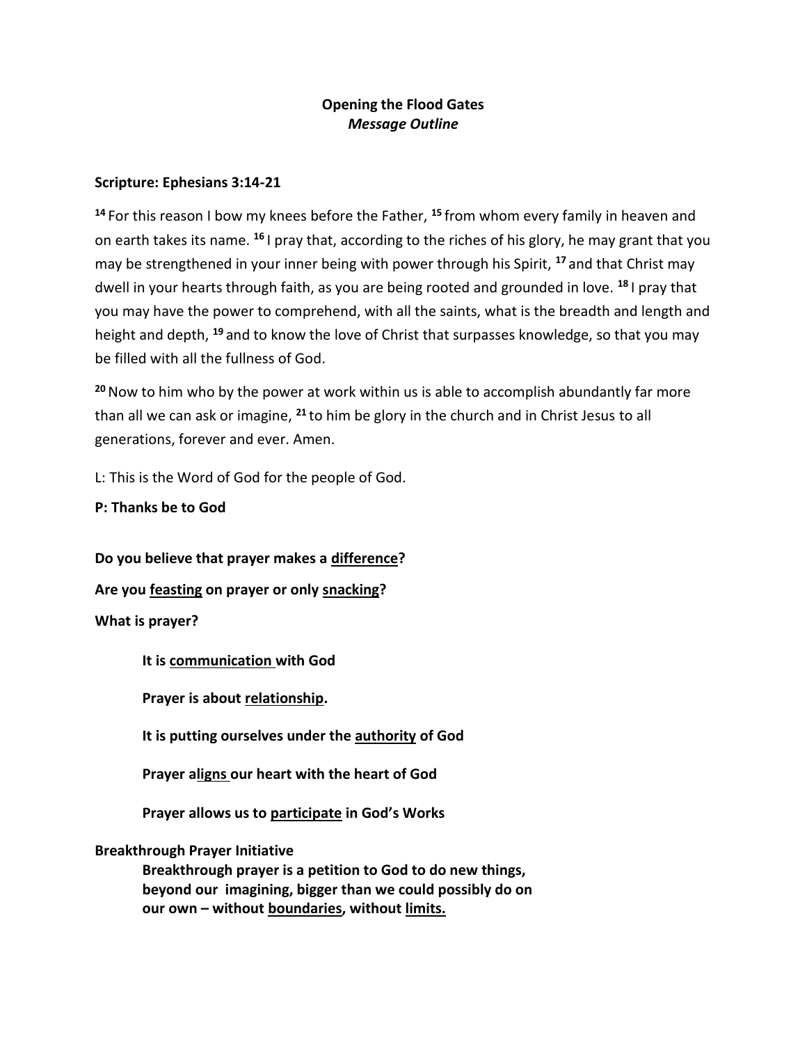# **Opening the Flood Gates**

***Message Outline***

**Scripture: Ephesians 3:14-21**

[14] For this reason I bow my knees before the Father, [15] from whom every family in heaven and on earth takes its name. [16] I pray that, according to the riches of his glory, he may grant that you may be strengthened in your inner being with power through his Spirit, [17] and that Christ may dwell in your hearts through faith, as you are being rooted and grounded in love. [18] I pray that you may have the power to comprehend, with all the saints, what is the breadth and length and height and depth, [19] and to know the love of Christ that surpasses knowledge, so that you may be filled with all the fullness of God.

[20] Now to him who by the power at work within us is able to accomplish abundantly far more than all we can ask or imagine, [21] to him be glory in the church and in Christ Jesus to all generations, forever and ever. Amen.

L: This is the Word of God for the people of God.

**P: Thanks be to God**

**Do you believe that prayer makes a <u>difference</u>?**

**Are you <u>feasting</u> on prayer or only <u>snacking</u>?**

**What is prayer?**

> **It is <u>communication</u> with God**
>
> **Prayer is about <u>relationship</u>.**
>
> **It is putting ourselves under the <u>authority</u> of God**
>
> **Prayer a<u>ligns</u> our heart with the heart of God**
>
> **Prayer allows us to <u>participate</u> in God's Works**

**Breakthrough Prayer Initiative**

> **Breakthrough prayer is a petition to God to do new things, beyond our imagining, bigger than we could possibly do on our own – without <u>boundaries</u>, without <u>limits.</u>**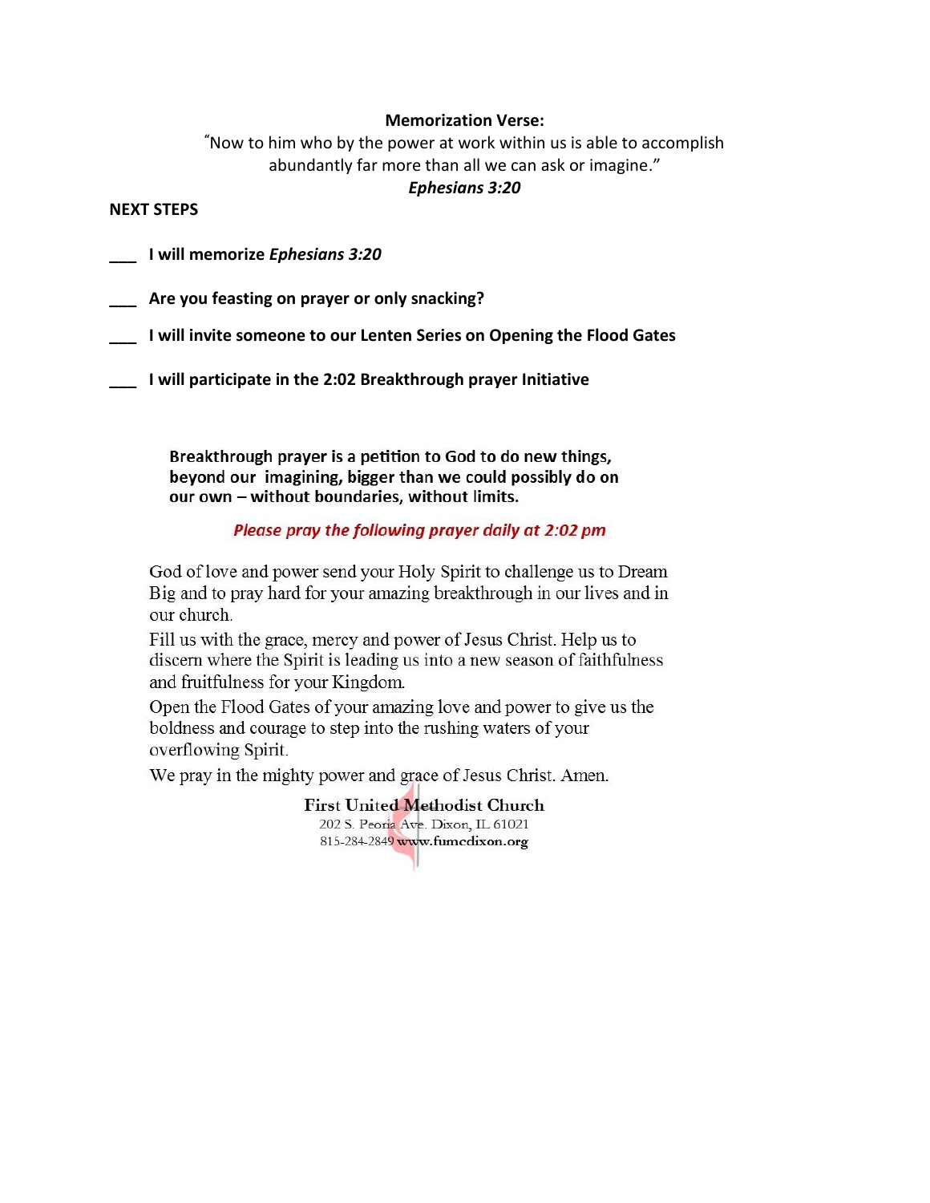**Memorization Verse:**

"Now to him who by the power at work within us is able to accomplish abundantly far more than all we can ask or imagine."

***Ephesians 3:20***

**NEXT STEPS**

___ **I will memorize *Ephesians 3:20***

___ **Are you feasting on prayer or only snacking?**

___ **I will invite someone to our Lenten Series on Opening the Flood Gates**

___ **I will participate in the 2:02 Breakthrough prayer Initiative**

**Breakthrough prayer is a petition to God to do new things, beyond our imagining, bigger than we could possibly do on our own – without boundaries, without limits.**

***Please pray the following prayer daily at 2:02 pm***

God of love and power send your Holy Spirit to challenge us to Dream Big and to pray hard for your amazing breakthrough in our lives and in our church.

Fill us with the grace, mercy and power of Jesus Christ. Help us to discern where the Spirit is leading us into a new season of faithfulness and fruitfulness for your Kingdom.

Open the Flood Gates of your amazing love and power to give us the boldness and courage to step into the rushing waters of your overflowing Spirit.

We pray in the mighty power and grace of Jesus Christ. Amen.

First United Methodist Church
202 S. Peoria Ave. Dixon, IL 61021
815-284-2849 **www.fumcdixon.org**